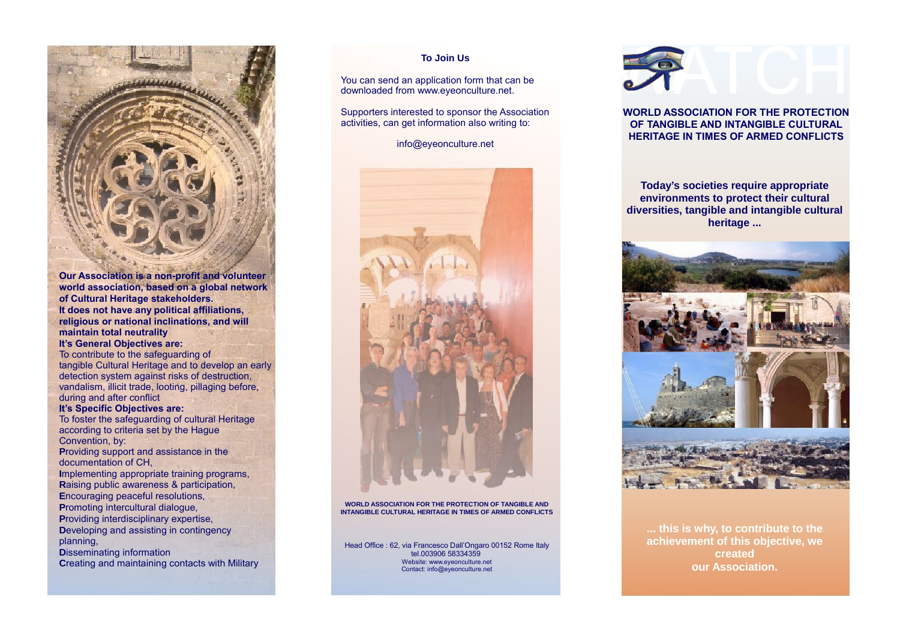**Our Association is a non-profit and volunteer world association, based on a global network of Cultural Heritage stakeholders.**
**It does not have any political affiliations, religious or national inclinations, and will maintain total neutrality**

**It's General Objectives are:**

To contribute to the safeguarding of tangible Cultural Heritage and to develop an early detection system against risks of destruction, vandalism, illicit trade, looting, pillaging before, during and after conflict

**It's Specific Objectives are:**

To foster the safeguarding of cultural Heritage according to criteria set by the Hague Convention, by:

**P**roviding support and assistance in the documentation of CH,
**I**mplementing appropriate training programs,
**R**aising public awareness & participation,
**E**ncouraging peaceful resolutions,
**P**romoting intercultural dialogue,
**P**roviding interdisciplinary expertise,
**D**eveloping and assisting in contingency planning,
**D**isseminating information
**C**reating and maintaining contacts with Military

## To Join Us

You can send an application form that can be downloaded from www.eyeonculture.net.

Supporters interested to sponsor the Association activities, can get information also writing to:

info@eyeonculture.net

**WORLD ASSOCIATION FOR THE PROTECTION OF TANGIBLE AND INTANGIBLE CULTURAL HERITAGE IN TIMES OF ARMED CONFLICTS**

Head Office : 62, via Francesco Dall'Ongaro 00152 Rome Italy
tel.003906 58334359
Website: www.eyeonculture.net
Contact: info@eyeonculture.net

# WATCH

**WORLD ASSOCIATION FOR THE PROTECTION OF TANGIBLE AND INTANGIBLE CULTURAL HERITAGE IN TIMES OF ARMED CONFLICTS**

**Today's societies require appropriate environments to protect their cultural diversities, tangible and intangible cultural heritage ...**

**... this is why, to contribute to the achievement of this objective, we created our Association.**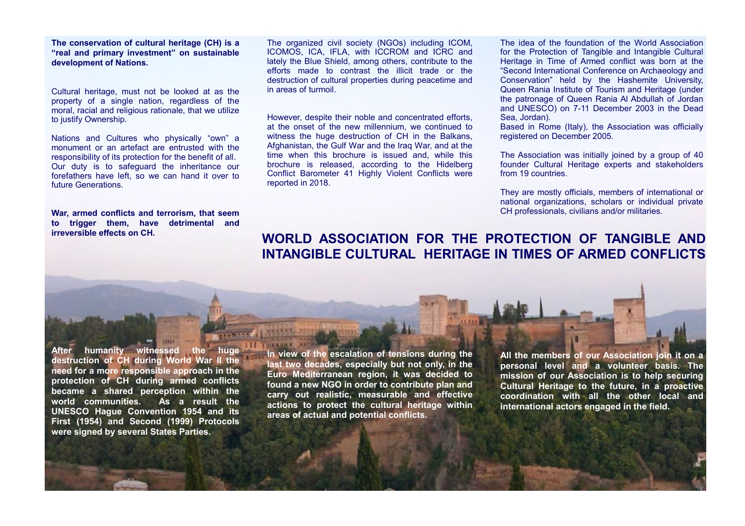**The conservation of cultural heritage (CH) is a "real and primary investment" on sustainable development of Nations.**

Cultural heritage, must not be looked at as the property of a single nation, regardless of the moral, racial and religious rationale, that we utilize to justify Ownership.

Nations and Cultures who physically "own" a monument or an artefact are entrusted with the responsibility of its protection for the benefit of all. Our duty is to safeguard the inheritance our forefathers have left, so we can hand it over to future Generations.

**War, armed conflicts and terrorism, that seem to trigger them, have detrimental and irreversible effects on CH.**

**After humanity witnessed the huge destruction of CH during World War II the need for a more responsible approach in the protection of CH during armed conflicts became a shared perception within the world communities. As a result the UNESCO Hague Convention 1954 and its First (1954) and Second (1999) Protocols were signed by several States Parties.**

The organized civil society (NGOs) including ICOM, ICOMOS, ICA, IFLA, with ICCROM and ICRC and lately the Blue Shield, among others, contribute to the efforts made to contrast the illicit trade or the destruction of cultural properties during peacetime and in areas of turmoil.

However, despite their noble and concentrated efforts, at the onset of the new millennium, we continued to witness the huge destruction of CH in the Balkans, Afghanistan, the Gulf War and the Iraq War, and at the time when this brochure is issued and, while this brochure is released, according to the Hidelberg Conflict Barometer 41 Highly Violent Conflicts were reported in 2018.

**In view of the escalation of tensions during the last two decades, especially but not only, in the Euro Mediterranean region, it was decided to found a new NGO in order to contribute plan and carry out realistic, measurable and effective actions to protect the cultural heritage within areas of actual and potential conflicts.**

The idea of the foundation of the World Association for the Protection of Tangible and Intangible Cultural Heritage in Time of Armed conflict was born at the "Second International Conference on Archaeology and Conservation" held by the Hashemite University, Queen Rania Institute of Tourism and Heritage (under the patronage of Queen Rania Al Abdullah of Jordan and UNESCO) on 7-11 December 2003 in the Dead Sea, Jordan).
Based in Rome (Italy), the Association was officially registered on December 2005.

The Association was initially joined by a group of 40 founder Cultural Heritage experts and stakeholders from 19 countries.

They are mostly officials, members of international or national organizations, scholars or individual private CH professionals, civilians and/or militaries.

# WORLD ASSOCIATION FOR THE PROTECTION OF TANGIBLE AND INTANGIBLE CULTURAL HERITAGE IN TIMES OF ARMED CONFLICTS

**All the members of our Association join it on a personal level and a volunteer basis. The mission of our Association is to help securing Cultural Heritage to the future, in a proactive coordination with all the other local and international actors engaged in the field.**